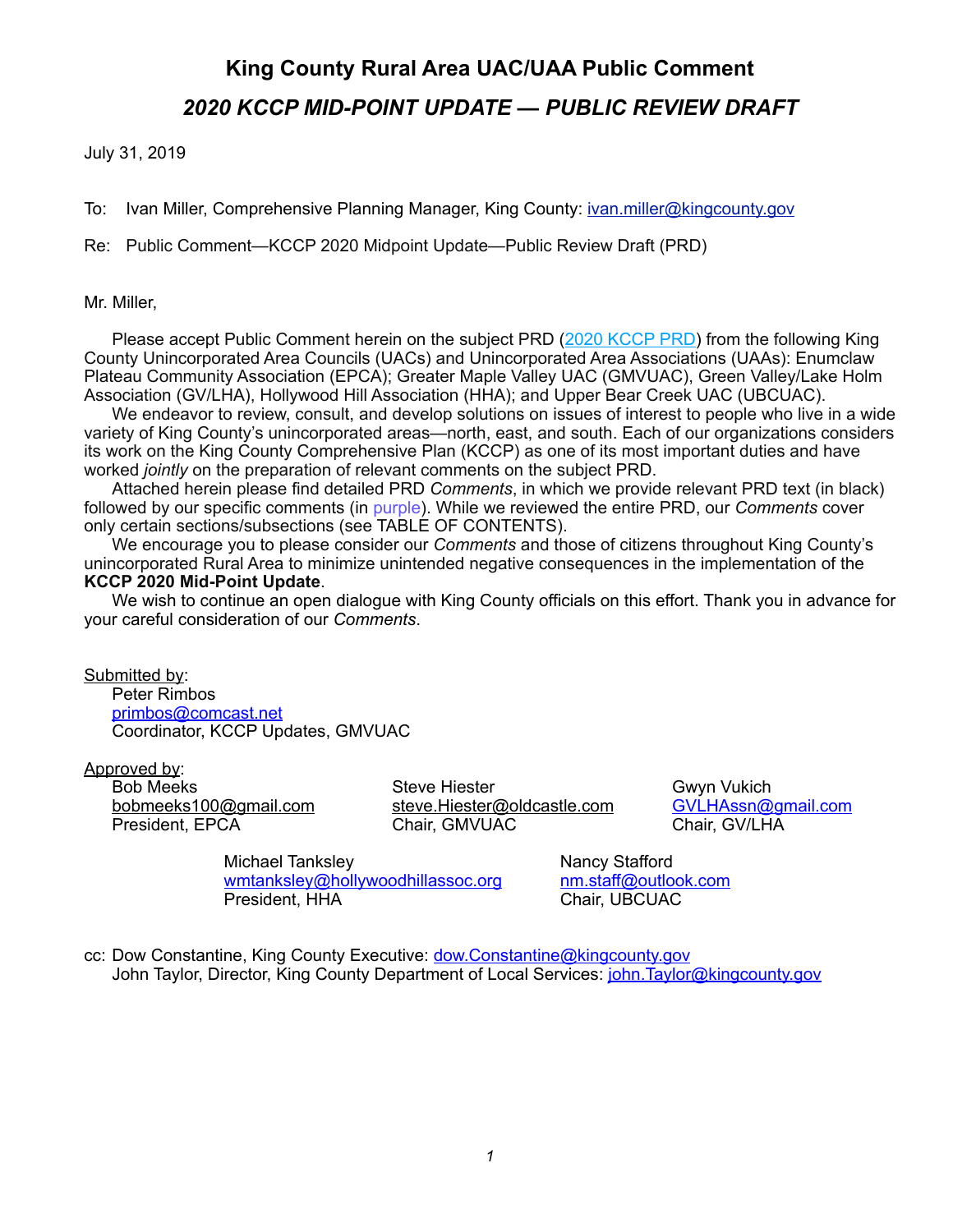# King County Rural Area UAC/UAA Public Comment

## *2020 KCCP MID-POINT UPDATE — PUBLIC REVIEW DRAFT*

July 31, 2019

To: Ivan Miller, Comprehensive Planning Manager, King County: ivan.miller@kingcounty.gov

Re: Public Comment—KCCP 2020 Midpoint Update—Public Review Draft (PRD)

Mr. Miller,

Please accept Public Comment herein on the subject PRD (2020 KCCP PRD) from the following King County Unincorporated Area Councils (UACs) and Unincorporated Area Associations (UAAs): Enumclaw Plateau Community Association (EPCA); Greater Maple Valley UAC (GMVUAC), Green Valley/Lake Holm Association (GV/LHA), Hollywood Hill Association (HHA); and Upper Bear Creek UAC (UBCUAC).

We endeavor to review, consult, and develop solutions on issues of interest to people who live in a wide variety of King County's unincorporated areas—north, east, and south. Each of our organizations considers its work on the King County Comprehensive Plan (KCCP) as one of its most important duties and have worked *jointly* on the preparation of relevant comments on the subject PRD.

Attached herein please find detailed PRD *Comments*, in which we provide relevant PRD text (in black) followed by our specific comments (in purple). While we reviewed the entire PRD, our *Comments* cover only certain sections/subsections (see TABLE OF CONTENTS).

We encourage you to please consider our *Comments* and those of citizens throughout King County's unincorporated Rural Area to minimize unintended negative consequences in the implementation of the **KCCP 2020 Mid-Point Update**.

We wish to continue an open dialogue with King County officials on this effort. Thank you in advance for your careful consideration of our *Comments*.

Submitted by:
Peter Rimbos
primbos@comcast.net
Coordinator, KCCP Updates, GMVUAC

Approved by:

Bob Meeks
bobmeeks100@gmail.com
President, EPCA

Steve Hiester
steve.Hiester@oldcastle.com
Chair, GMVUAC

Gwyn Vukich
GVLHAssn@gmail.com
Chair, GV/LHA

Michael Tanksley
wmtanksley@hollywoodhillassoc.org
President, HHA

Nancy Stafford
nm.staff@outlook.com
Chair, UBCUAC

cc: Dow Constantine, King County Executive: dow.Constantine@kingcounty.gov
John Taylor, Director, King County Department of Local Services: john.Taylor@kingcounty.gov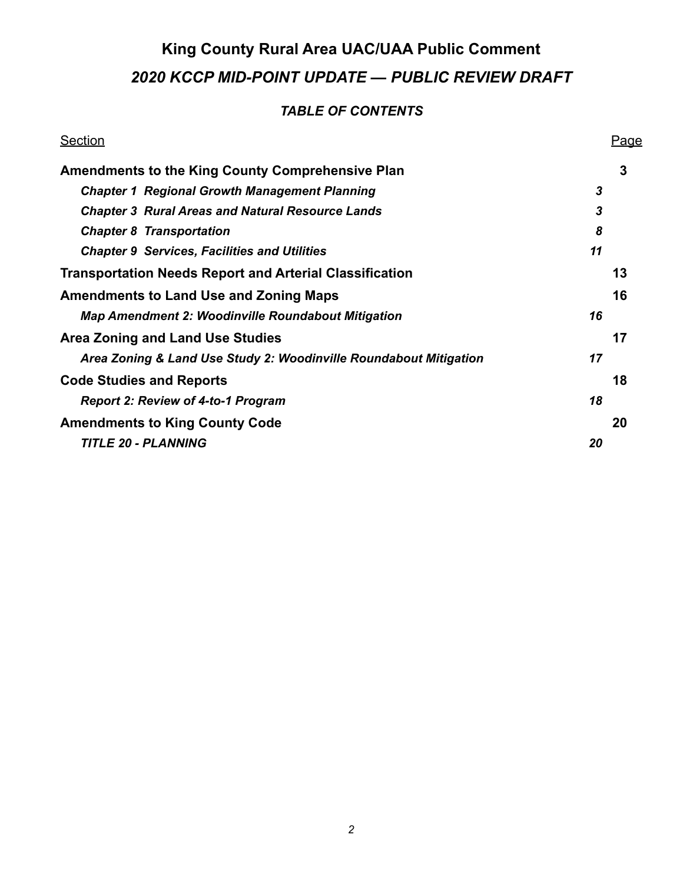# King County Rural Area UAC/UAA Public Comment

## *2020 KCCP MID-POINT UPDATE — PUBLIC REVIEW DRAFT*

### *TABLE OF CONTENTS*

| Section | | Page |
|---|---|---|
| **Amendments to the King County Comprehensive Plan** | | **3** |
| ***Chapter 1 Regional Growth Management Planning*** | ***3*** | |
| ***Chapter 3 Rural Areas and Natural Resource Lands*** | ***3*** | |
| ***Chapter 8 Transportation*** | ***8*** | |
| ***Chapter 9 Services, Facilities and Utilities*** | ***11*** | |
| **Transportation Needs Report and Arterial Classification** | | **13** |
| **Amendments to Land Use and Zoning Maps** | | **16** |
| ***Map Amendment 2: Woodinville Roundabout Mitigation*** | ***16*** | |
| **Area Zoning and Land Use Studies** | | **17** |
| ***Area Zoning & Land Use Study 2: Woodinville Roundabout Mitigation*** | ***17*** | |
| **Code Studies and Reports** | | **18** |
| ***Report 2: Review of 4-to-1 Program*** | ***18*** | |
| **Amendments to King County Code** | | **20** |
| ***TITLE 20 - PLANNING*** | ***20*** | |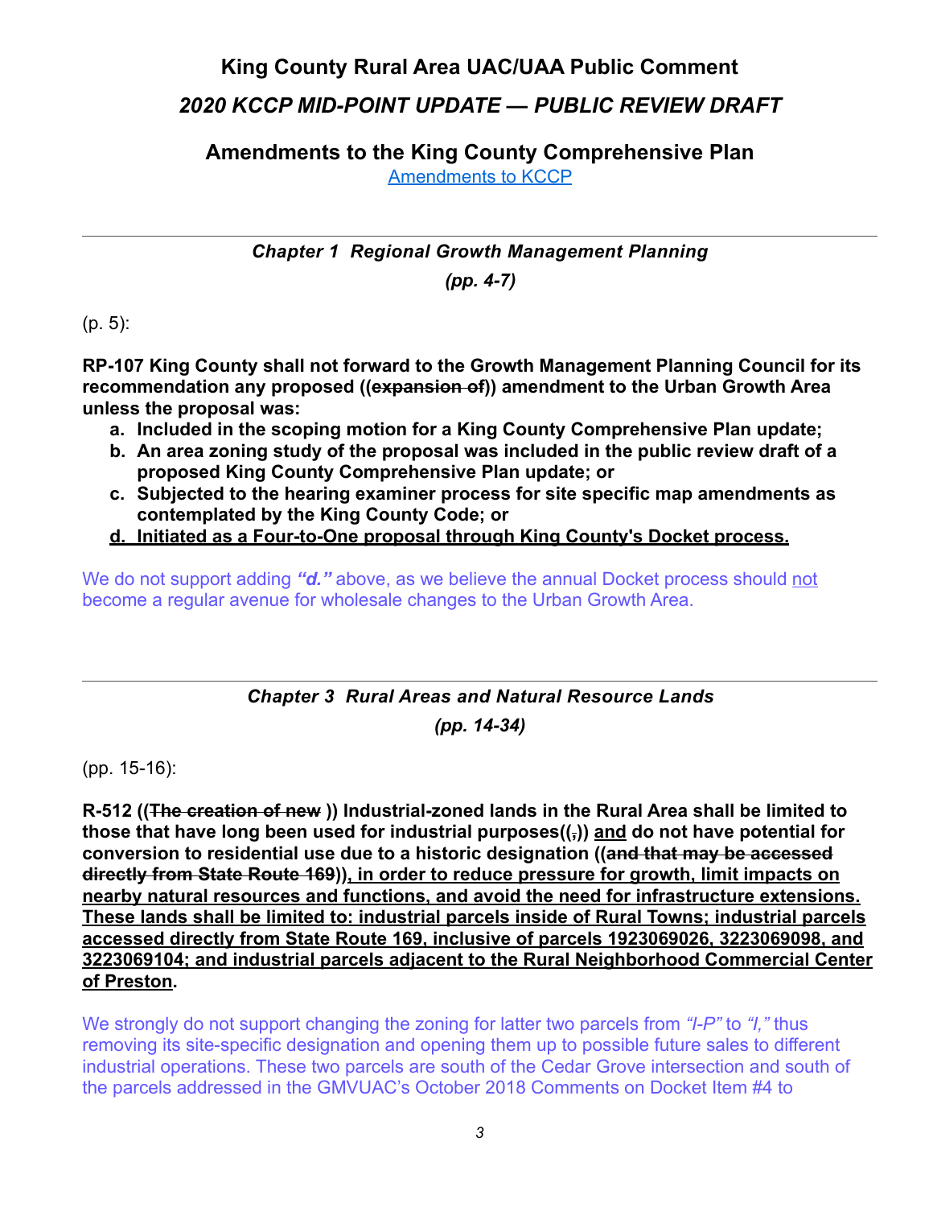# King County Rural Area UAC/UAA Public Comment

## *2020 KCCP MID-POINT UPDATE — PUBLIC REVIEW DRAFT*

## Amendments to the King County Comprehensive Plan

Amendments to KCCP

---

### *Chapter 1 Regional Growth Management Planning*

### *(pp. 4-7)*

(p. 5):

**RP-107 King County shall not forward to the Growth Management Planning Council for its recommendation any proposed ((~~expansion of~~)) amendment to the Urban Growth Area unless the proposal was:**

- **a. Included in the scoping motion for a King County Comprehensive Plan update;**
- **b. An area zoning study of the proposal was included in the public review draft of a proposed King County Comprehensive Plan update; or**
- **c. Subjected to the hearing examiner process for site specific map amendments as contemplated by the King County Code; or**
- **<u>d. Initiated as a Four-to-One proposal through King County's Docket process.</u>**

We do not support adding ***"d."*** above, as we believe the annual Docket process should <u>not</u> become a regular avenue for wholesale changes to the Urban Growth Area.

---

### *Chapter 3 Rural Areas and Natural Resource Lands*

### *(pp. 14-34)*

(pp. 15-16):

**R-512 ((~~The creation of new~~ )) Industrial-zoned lands in the Rural Area shall be limited to those that have long been used for industrial purposes((~~,~~)) <u>and</u> do not have potential for conversion to residential use due to a historic designation ((~~and that may be accessed directly from State Route 169~~))<u>, in order to reduce pressure for growth, limit impacts on nearby natural resources and functions, and avoid the need for infrastructure extensions. These lands shall be limited to: industrial parcels inside of Rural Towns; industrial parcels accessed directly from State Route 169, inclusive of parcels 1923069026, 3223069098, and 3223069104; and industrial parcels adjacent to the Rural Neighborhood Commercial Center of Preston</u>.**

We strongly do not support changing the zoning for latter two parcels from *"I-P"* to *"I,"* thus removing its site-specific designation and opening them up to possible future sales to different industrial operations. These two parcels are south of the Cedar Grove intersection and south of the parcels addressed in the GMVUAC's October 2018 Comments on Docket Item #4 to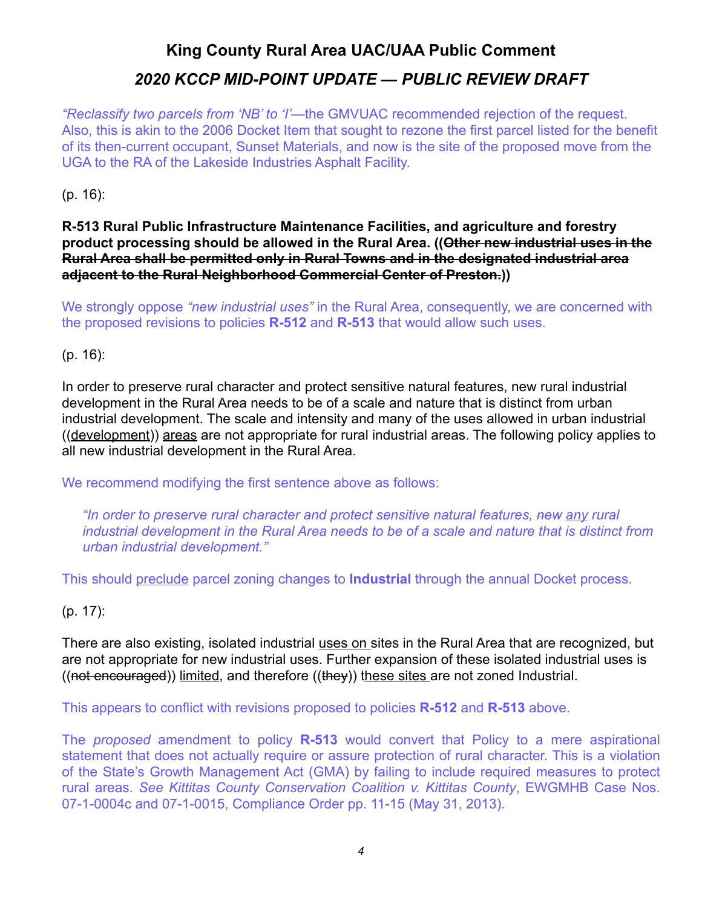## King County Rural Area UAC/UAA Public Comment

### *2020 KCCP MID-POINT UPDATE — PUBLIC REVIEW DRAFT*

*"Reclassify two parcels from 'NB' to 'I'*—the GMVUAC recommended rejection of the request. Also, this is akin to the 2006 Docket Item that sought to rezone the first parcel listed for the benefit of its then-current occupant, Sunset Materials, and now is the site of the proposed move from the UGA to the RA of the Lakeside Industries Asphalt Facility.

(p. 16):

**R-513 Rural Public Infrastructure Maintenance Facilities, and agriculture and forestry product processing should be allowed in the Rural Area. ((~~Other new industrial uses in the Rural Area shall be permitted only in Rural Towns and in the designated industrial area adjacent to the Rural Neighborhood Commercial Center of Preston.~~))**

We strongly oppose *"new industrial uses"* in the Rural Area, consequently, we are concerned with the proposed revisions to policies **R-512** and **R-513** that would allow such uses.

(p. 16):

In order to preserve rural character and protect sensitive natural features, new rural industrial development in the Rural Area needs to be of a scale and nature that is distinct from urban industrial development. The scale and intensity and many of the uses allowed in urban industrial ((<u>development</u>)) <u>areas</u> are not appropriate for rural industrial areas. The following policy applies to all new industrial development in the Rural Area.

We recommend modifying the first sentence above as follows:

> *"In order to preserve rural character and protect sensitive natural features, ~~new~~ <u>any</u> rural industrial development in the Rural Area needs to be of a scale and nature that is distinct from urban industrial development."*

This should <u>preclude</u> parcel zoning changes to **Industrial** through the annual Docket process.

(p. 17):

There are also existing, isolated industrial <u>uses on</u> sites in the Rural Area that are recognized, but are not appropriate for new industrial uses. Further expansion of these isolated industrial uses is ((~~not encouraged~~)) <u>limited</u>, and therefore ((~~they~~)) <u>these sites</u> are not zoned Industrial.

This appears to conflict with revisions proposed to policies **R-512** and **R-513** above.

The *proposed* amendment to policy **R-513** would convert that Policy to a mere aspirational statement that does not actually require or assure protection of rural character. This is a violation of the State's Growth Management Act (GMA) by failing to include required measures to protect rural areas. *See Kittitas County Conservation Coalition v. Kittitas County*, EWGMHB Case Nos. 07-1-0004c and 07-1-0015, Compliance Order pp. 11-15 (May 31, 2013).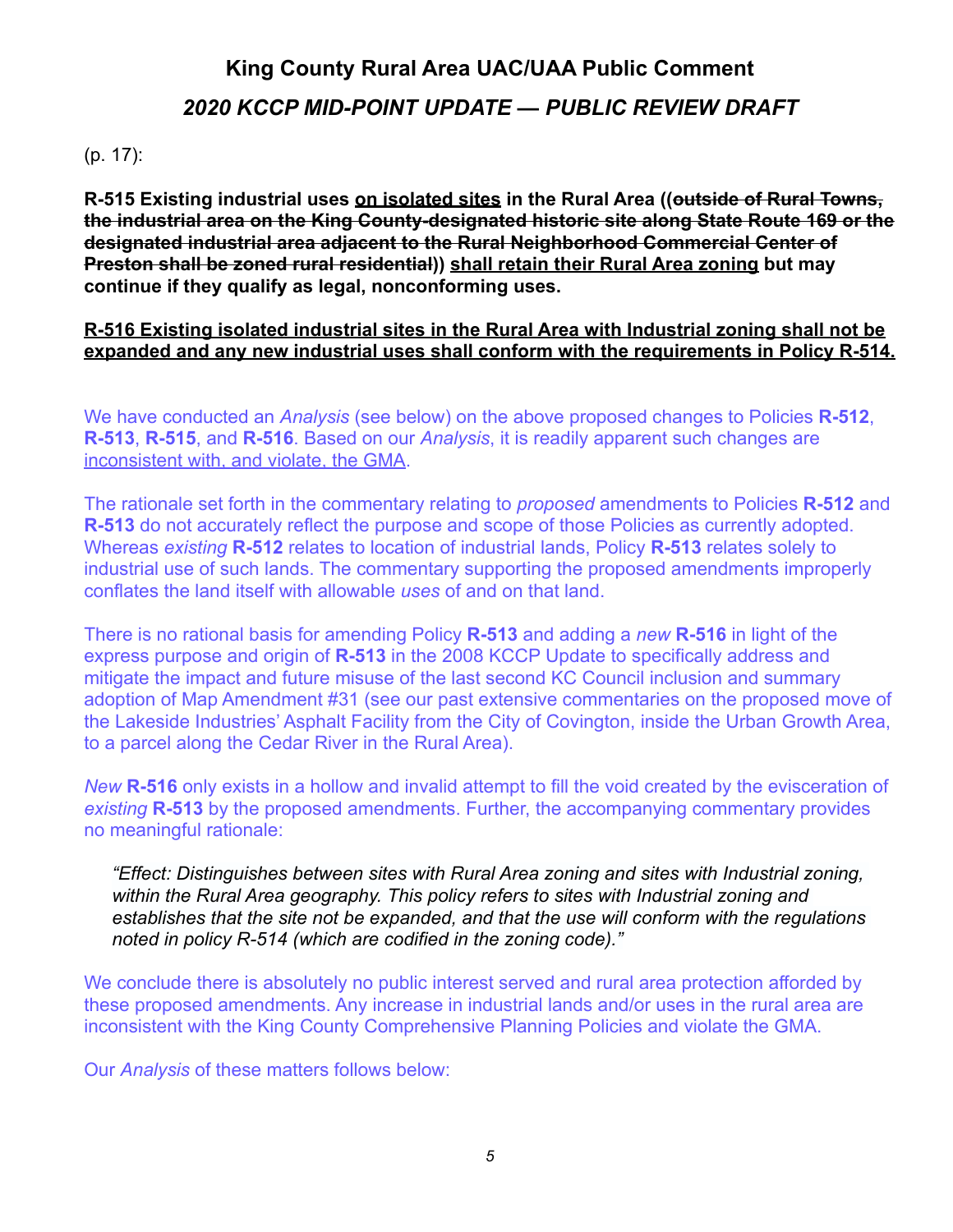# King County Rural Area UAC/UAA Public Comment

## *2020 KCCP MID-POINT UPDATE — PUBLIC REVIEW DRAFT*

(p. 17):

**R-515 Existing industrial uses <u>on isolated sites</u> in the Rural Area ((~~outside of Rural Towns, the industrial area on the King County-designated historic site along State Route 169 or the designated industrial area adjacent to the Rural Neighborhood Commercial Center of Preston shall be zoned rural residential~~)) <u>shall retain their Rural Area zoning</u> but may continue if they qualify as legal, nonconforming uses.**

<u>**R-516 Existing isolated industrial sites in the Rural Area with Industrial zoning shall not be expanded and any new industrial uses shall conform with the requirements in Policy R-514.**</u>

We have conducted an *Analysis* (see below) on the above proposed changes to Policies **R-512**, **R-513**, **R-515**, and **R-516**. Based on our *Analysis*, it is readily apparent such changes are <u>inconsistent with, and violate, the GMA</u>.

The rationale set forth in the commentary relating to *proposed* amendments to Policies **R-512** and **R-513** do not accurately reflect the purpose and scope of those Policies as currently adopted. Whereas *existing* **R-512** relates to location of industrial lands, Policy **R-513** relates solely to industrial use of such lands. The commentary supporting the proposed amendments improperly conflates the land itself with allowable *uses* of and on that land.

There is no rational basis for amending Policy **R-513** and adding a *new* **R-516** in light of the express purpose and origin of **R-513** in the 2008 KCCP Update to specifically address and mitigate the impact and future misuse of the last second KC Council inclusion and summary adoption of Map Amendment #31 (see our past extensive commentaries on the proposed move of the Lakeside Industries' Asphalt Facility from the City of Covington, inside the Urban Growth Area, to a parcel along the Cedar River in the Rural Area).

*New* **R-516** only exists in a hollow and invalid attempt to fill the void created by the evisceration of *existing* **R-513** by the proposed amendments. Further, the accompanying commentary provides no meaningful rationale:

> *"Effect: Distinguishes between sites with Rural Area zoning and sites with Industrial zoning, within the Rural Area geography. This policy refers to sites with Industrial zoning and establishes that the site not be expanded, and that the use will conform with the regulations noted in policy R-514 (which are codified in the zoning code)."*

We conclude there is absolutely no public interest served and rural area protection afforded by these proposed amendments. Any increase in industrial lands and/or uses in the rural area are inconsistent with the King County Comprehensive Planning Policies and violate the GMA.

Our *Analysis* of these matters follows below: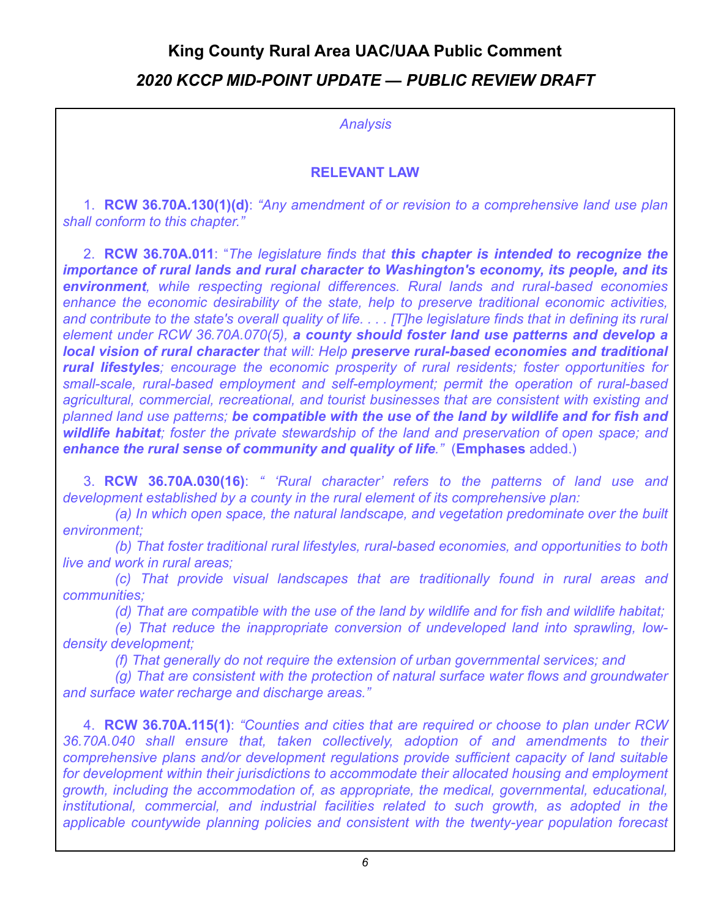# King County Rural Area UAC/UAA Public Comment

## *2020 KCCP MID-POINT UPDATE — PUBLIC REVIEW DRAFT*

*Analysis*

### RELEVANT LAW

1. **RCW 36.70A.130(1)(d)**: *"Any amendment of or revision to a comprehensive land use plan shall conform to this chapter."*

2. **RCW 36.70A.011**: "*The legislature finds that* ***this chapter is intended to recognize the importance of rural lands and rural character to Washington's economy, its people, and its environment****, while respecting regional differences. Rural lands and rural-based economies enhance the economic desirability of the state, help to preserve traditional economic activities, and contribute to the state's overall quality of life. . . . [T]he legislature finds that in defining its rural element under RCW 36.70A.070(5),* ***a county should foster land use patterns and develop a local vision of rural character*** *that will: Help* ***preserve rural-based economies and traditional rural lifestyles****; encourage the economic prosperity of rural residents; foster opportunities for small-scale, rural-based employment and self-employment; permit the operation of rural-based agricultural, commercial, recreational, and tourist businesses that are consistent with existing and planned land use patterns;* ***be compatible with the use of the land by wildlife and for fish and wildlife habitat****; foster the private stewardship of the land and preservation of open space; and* ***enhance the rural sense of community and quality of life****."* (**Emphases** added.)

3. **RCW 36.70A.030(16)**: *" 'Rural character' refers to the patterns of land use and development established by a county in the rural element of its comprehensive plan:*

   *(a) In which open space, the natural landscape, and vegetation predominate over the built environment;*

   *(b) That foster traditional rural lifestyles, rural-based economies, and opportunities to both live and work in rural areas;*

   *(c) That provide visual landscapes that are traditionally found in rural areas and communities;*

   *(d) That are compatible with the use of the land by wildlife and for fish and wildlife habitat;*

   *(e) That reduce the inappropriate conversion of undeveloped land into sprawling, low-density development;*

   *(f) That generally do not require the extension of urban governmental services; and*

   *(g) That are consistent with the protection of natural surface water flows and groundwater and surface water recharge and discharge areas."*

4. **RCW 36.70A.115(1)**: *"Counties and cities that are required or choose to plan under RCW 36.70A.040 shall ensure that, taken collectively, adoption of and amendments to their comprehensive plans and/or development regulations provide sufficient capacity of land suitable for development within their jurisdictions to accommodate their allocated housing and employment growth, including the accommodation of, as appropriate, the medical, governmental, educational, institutional, commercial, and industrial facilities related to such growth, as adopted in the applicable countywide planning policies and consistent with the twenty-year population forecast*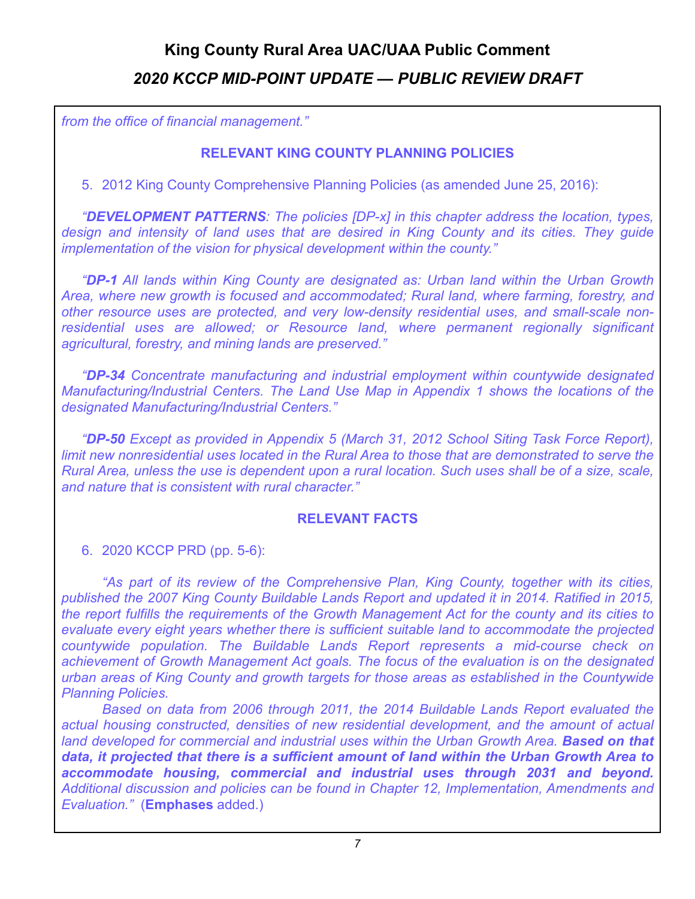*from the office of financial management."*

### RELEVANT KING COUNTY PLANNING POLICIES

5. 2012 King County Comprehensive Planning Policies (as amended June 25, 2016):

*"**DEVELOPMENT PATTERNS**: The policies [DP-x] in this chapter address the location, types, design and intensity of land uses that are desired in King County and its cities. They guide implementation of the vision for physical development within the county."*

*"**DP-1** All lands within King County are designated as: Urban land within the Urban Growth Area, where new growth is focused and accommodated; Rural land, where farming, forestry, and other resource uses are protected, and very low-density residential uses, and small-scale non-residential uses are allowed; or Resource land, where permanent regionally significant agricultural, forestry, and mining lands are preserved."*

*"**DP-34** Concentrate manufacturing and industrial employment within countywide designated Manufacturing/Industrial Centers. The Land Use Map in Appendix 1 shows the locations of the designated Manufacturing/Industrial Centers."*

*"**DP-50** Except as provided in Appendix 5 (March 31, 2012 School Siting Task Force Report), limit new nonresidential uses located in the Rural Area to those that are demonstrated to serve the Rural Area, unless the use is dependent upon a rural location. Such uses shall be of a size, scale, and nature that is consistent with rural character."*

### RELEVANT FACTS

6. 2020 KCCP PRD (pp. 5-6):

*"As part of its review of the Comprehensive Plan, King County, together with its cities, published the 2007 King County Buildable Lands Report and updated it in 2014. Ratified in 2015, the report fulfills the requirements of the Growth Management Act for the county and its cities to evaluate every eight years whether there is sufficient suitable land to accommodate the projected countywide population. The Buildable Lands Report represents a mid-course check on achievement of Growth Management Act goals. The focus of the evaluation is on the designated urban areas of King County and growth targets for those areas as established in the Countywide Planning Policies.*

*Based on data from 2006 through 2011, the 2014 Buildable Lands Report evaluated the actual housing constructed, densities of new residential development, and the amount of actual land developed for commercial and industrial uses within the Urban Growth Area. **Based on that data, it projected that there is a sufficient amount of land within the Urban Growth Area to accommodate housing, commercial and industrial uses through 2031 and beyond.** Additional discussion and policies can be found in Chapter 12, Implementation, Amendments and Evaluation."* (**Emphases** added.)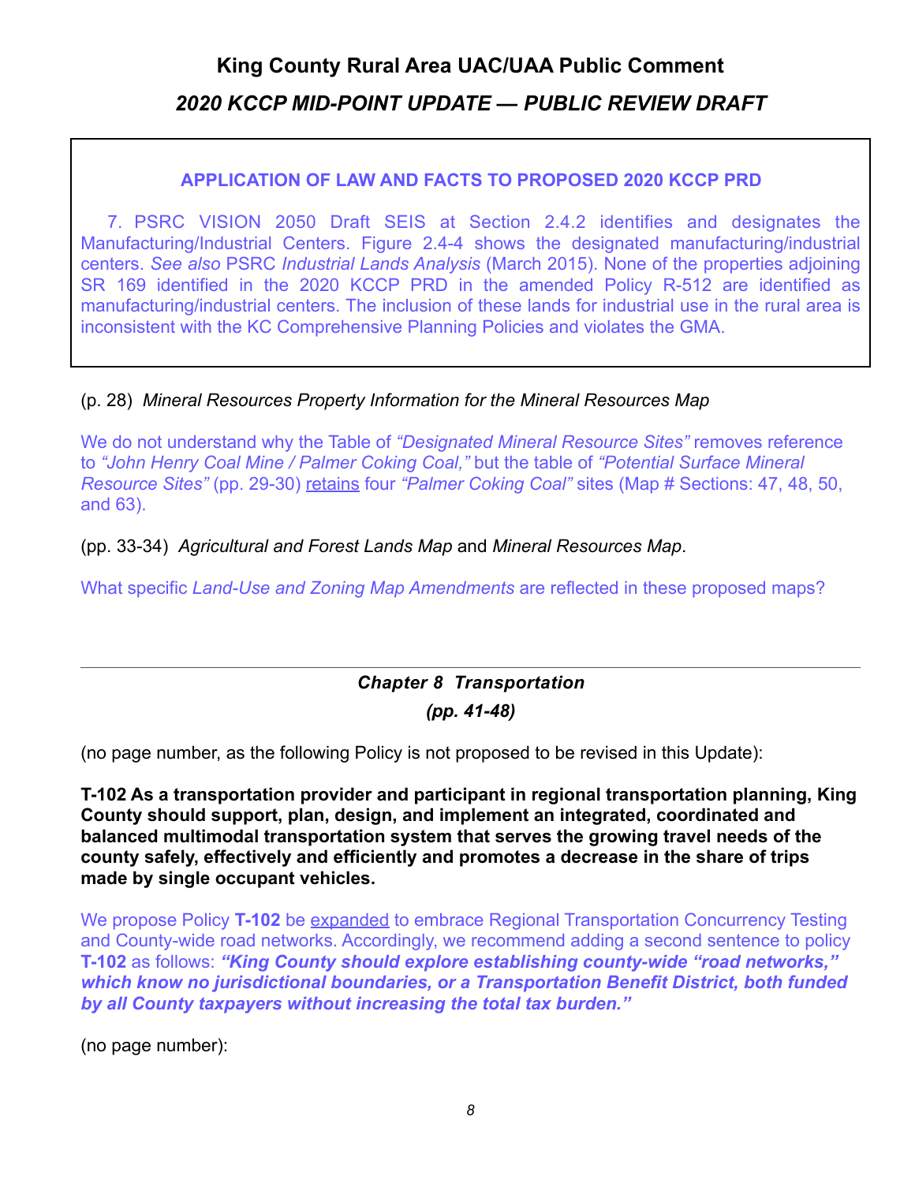**APPLICATION OF LAW AND FACTS TO PROPOSED 2020 KCCP PRD**

7. PSRC VISION 2050 Draft SEIS at Section 2.4.2 identifies and designates the Manufacturing/Industrial Centers. Figure 2.4-4 shows the designated manufacturing/industrial centers. *See also* PSRC *Industrial Lands Analysis* (March 2015). None of the properties adjoining SR 169 identified in the 2020 KCCP PRD in the amended Policy R-512 are identified as manufacturing/industrial centers. The inclusion of these lands for industrial use in the rural area is inconsistent with the KC Comprehensive Planning Policies and violates the GMA.

(p. 28) *Mineral Resources Property Information for the Mineral Resources Map*

We do not understand why the Table of *"Designated Mineral Resource Sites"* removes reference to *"John Henry Coal Mine / Palmer Coking Coal,"* but the table of *"Potential Surface Mineral Resource Sites"* (pp. 29-30) retains four *"Palmer Coking Coal"* sites (Map # Sections: 47, 48, 50, and 63).

(pp. 33-34) *Agricultural and Forest Lands Map* and *Mineral Resources Map*.

What specific *Land-Use and Zoning Map Amendments* are reflected in these proposed maps?

---

***Chapter 8 Transportation***

***(pp. 41-48)***

(no page number, as the following Policy is not proposed to be revised in this Update):

**T-102 As a transportation provider and participant in regional transportation planning, King County should support, plan, design, and implement an integrated, coordinated and balanced multimodal transportation system that serves the growing travel needs of the county safely, effectively and efficiently and promotes a decrease in the share of trips made by single occupant vehicles.**

We propose Policy **T-102** be expanded to embrace Regional Transportation Concurrency Testing and County-wide road networks. Accordingly, we recommend adding a second sentence to policy **T-102** as follows: ***"King County should explore establishing county-wide "road networks," which know no jurisdictional boundaries, or a Transportation Benefit District, both funded by all County taxpayers without increasing the total tax burden."***

(no page number):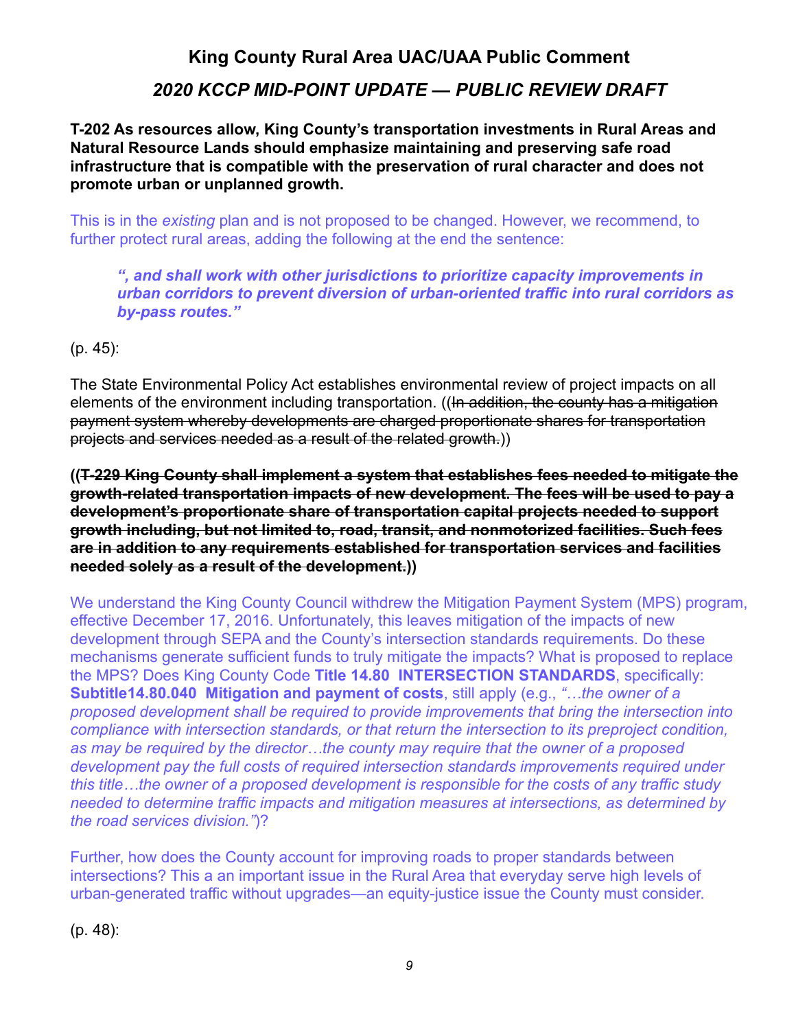# King County Rural Area UAC/UAA Public Comment

## *2020 KCCP MID-POINT UPDATE — PUBLIC REVIEW DRAFT*

**T-202 As resources allow, King County's transportation investments in Rural Areas and Natural Resource Lands should emphasize maintaining and preserving safe road infrastructure that is compatible with the preservation of rural character and does not promote urban or unplanned growth.**

This is in the *existing* plan and is not proposed to be changed. However, we recommend, to further protect rural areas, adding the following at the end the sentence:

> ***", and shall work with other jurisdictions to prioritize capacity improvements in urban corridors to prevent diversion of urban-oriented traffic into rural corridors as by-pass routes."***

(p. 45):

The State Environmental Policy Act establishes environmental review of project impacts on all elements of the environment including transportation. ((~~In addition, the county has a mitigation payment system whereby developments are charged proportionate shares for transportation projects and services needed as a result of the related growth.~~))

**((~~T-229 King County shall implement a system that establishes fees needed to mitigate the growth-related transportation impacts of new development. The fees will be used to pay a development's proportionate share of transportation capital projects needed to support growth including, but not limited to, road, transit, and nonmotorized facilities. Such fees are in addition to any requirements established for transportation services and facilities needed solely as a result of the development.~~))**

We understand the King County Council withdrew the Mitigation Payment System (MPS) program, effective December 17, 2016. Unfortunately, this leaves mitigation of the impacts of new development through SEPA and the County's intersection standards requirements. Do these mechanisms generate sufficient funds to truly mitigate the impacts? What is proposed to replace the MPS? Does King County Code **Title 14.80 INTERSECTION STANDARDS**, specifically: **Subtitle14.80.040 Mitigation and payment of costs**, still apply (e.g., *"…the owner of a proposed development shall be required to provide improvements that bring the intersection into compliance with intersection standards, or that return the intersection to its preproject condition, as may be required by the director…the county may require that the owner of a proposed development pay the full costs of required intersection standards improvements required under this title…the owner of a proposed development is responsible for the costs of any traffic study needed to determine traffic impacts and mitigation measures at intersections, as determined by the road services division."*)?

Further, how does the County account for improving roads to proper standards between intersections? This a an important issue in the Rural Area that everyday serve high levels of urban-generated traffic without upgrades—an equity-justice issue the County must consider.

(p. 48):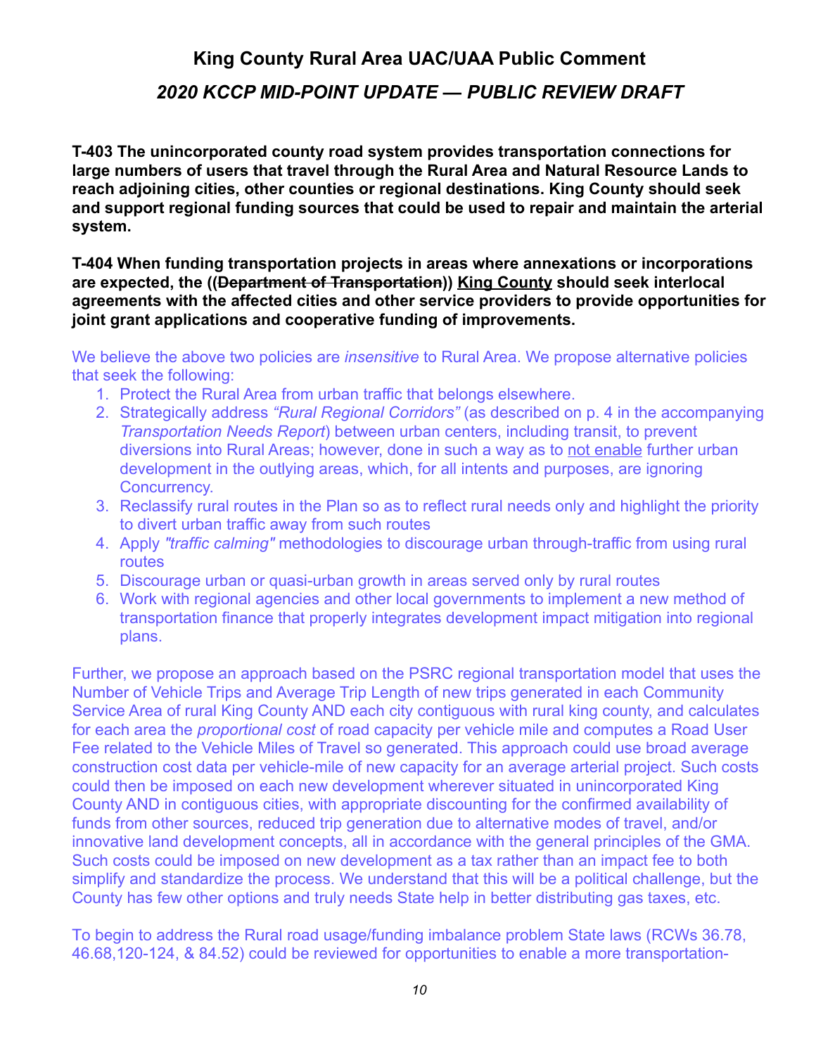# King County Rural Area UAC/UAA Public Comment

## *2020 KCCP MID-POINT UPDATE — PUBLIC REVIEW DRAFT*

**T-403 The unincorporated county road system provides transportation connections for large numbers of users that travel through the Rural Area and Natural Resource Lands to reach adjoining cities, other counties or regional destinations. King County should seek and support regional funding sources that could be used to repair and maintain the arterial system.**

**T-404 When funding transportation projects in areas where annexations or incorporations are expected, the ((~~Department of Transportation~~)) <u>King County</u> should seek interlocal agreements with the affected cities and other service providers to provide opportunities for joint grant applications and cooperative funding of improvements.**

We believe the above two policies are *insensitive* to Rural Area. We propose alternative policies that seek the following:

1. Protect the Rural Area from urban traffic that belongs elsewhere.
2. Strategically address *"Rural Regional Corridors"* (as described on p. 4 in the accompanying *Transportation Needs Report*) between urban centers, including transit, to prevent diversions into Rural Areas; however, done in such a way as to <u>not enable</u> further urban development in the outlying areas, which, for all intents and purposes, are ignoring Concurrency.
3. Reclassify rural routes in the Plan so as to reflect rural needs only and highlight the priority to divert urban traffic away from such routes
4. Apply *"traffic calming"* methodologies to discourage urban through-traffic from using rural routes
5. Discourage urban or quasi-urban growth in areas served only by rural routes
6. Work with regional agencies and other local governments to implement a new method of transportation finance that properly integrates development impact mitigation into regional plans.

Further, we propose an approach based on the PSRC regional transportation model that uses the Number of Vehicle Trips and Average Trip Length of new trips generated in each Community Service Area of rural King County AND each city contiguous with rural king county, and calculates for each area the *proportional cost* of road capacity per vehicle mile and computes a Road User Fee related to the Vehicle Miles of Travel so generated. This approach could use broad average construction cost data per vehicle-mile of new capacity for an average arterial project. Such costs could then be imposed on each new development wherever situated in unincorporated King County AND in contiguous cities, with appropriate discounting for the confirmed availability of funds from other sources, reduced trip generation due to alternative modes of travel, and/or innovative land development concepts, all in accordance with the general principles of the GMA. Such costs could be imposed on new development as a tax rather than an impact fee to both simplify and standardize the process. We understand that this will be a political challenge, but the County has few other options and truly needs State help in better distributing gas taxes, etc.

To begin to address the Rural road usage/funding imbalance problem State laws (RCWs 36.78, 46.68,120-124, & 84.52) could be reviewed for opportunities to enable a more transportation-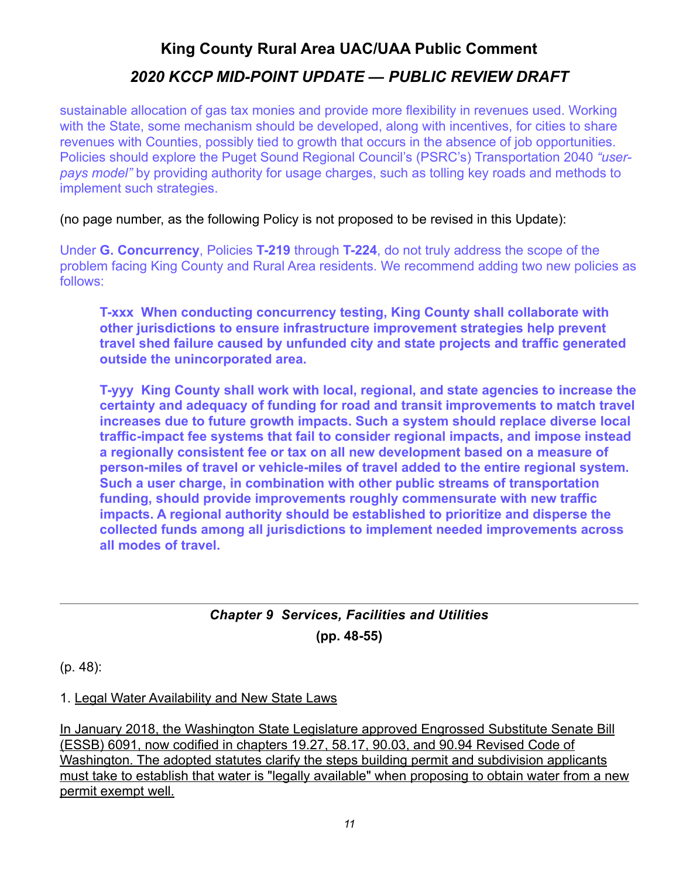sustainable allocation of gas tax monies and provide more flexibility in revenues used. Working with the State, some mechanism should be developed, along with incentives, for cities to share revenues with Counties, possibly tied to growth that occurs in the absence of job opportunities. Policies should explore the Puget Sound Regional Council's (PSRC's) Transportation 2040 *"user-pays model"* by providing authority for usage charges, such as tolling key roads and methods to implement such strategies.

(no page number, as the following Policy is not proposed to be revised in this Update):

Under **G. Concurrency**, Policies **T-219** through **T-224**, do not truly address the scope of the problem facing King County and Rural Area residents. We recommend adding two new policies as follows:

> **T-xxx When conducting concurrency testing, King County shall collaborate with other jurisdictions to ensure infrastructure improvement strategies help prevent travel shed failure caused by unfunded city and state projects and traffic generated outside the unincorporated area.**
>
> **T-yyy King County shall work with local, regional, and state agencies to increase the certainty and adequacy of funding for road and transit improvements to match travel increases due to future growth impacts. Such a system should replace diverse local traffic-impact fee systems that fail to consider regional impacts, and impose instead a regionally consistent fee or tax on all new development based on a measure of person-miles of travel or vehicle-miles of travel added to the entire regional system. Such a user charge, in combination with other public streams of transportation funding, should provide improvements roughly commensurate with new traffic impacts. A regional authority should be established to prioritize and disperse the collected funds among all jurisdictions to implement needed improvements across all modes of travel.**

---

## *Chapter 9 Services, Facilities and Utilities*

**(pp. 48-55)**

(p. 48):

1. <u>Legal Water Availability and New State Laws</u>

<u>In January 2018, the Washington State Legislature approved Engrossed Substitute Senate Bill (ESSB) 6091, now codified in chapters 19.27, 58.17, 90.03, and 90.94 Revised Code of Washington. The adopted statutes clarify the steps building permit and subdivision applicants must take to establish that water is "legally available" when proposing to obtain water from a new permit exempt well.</u>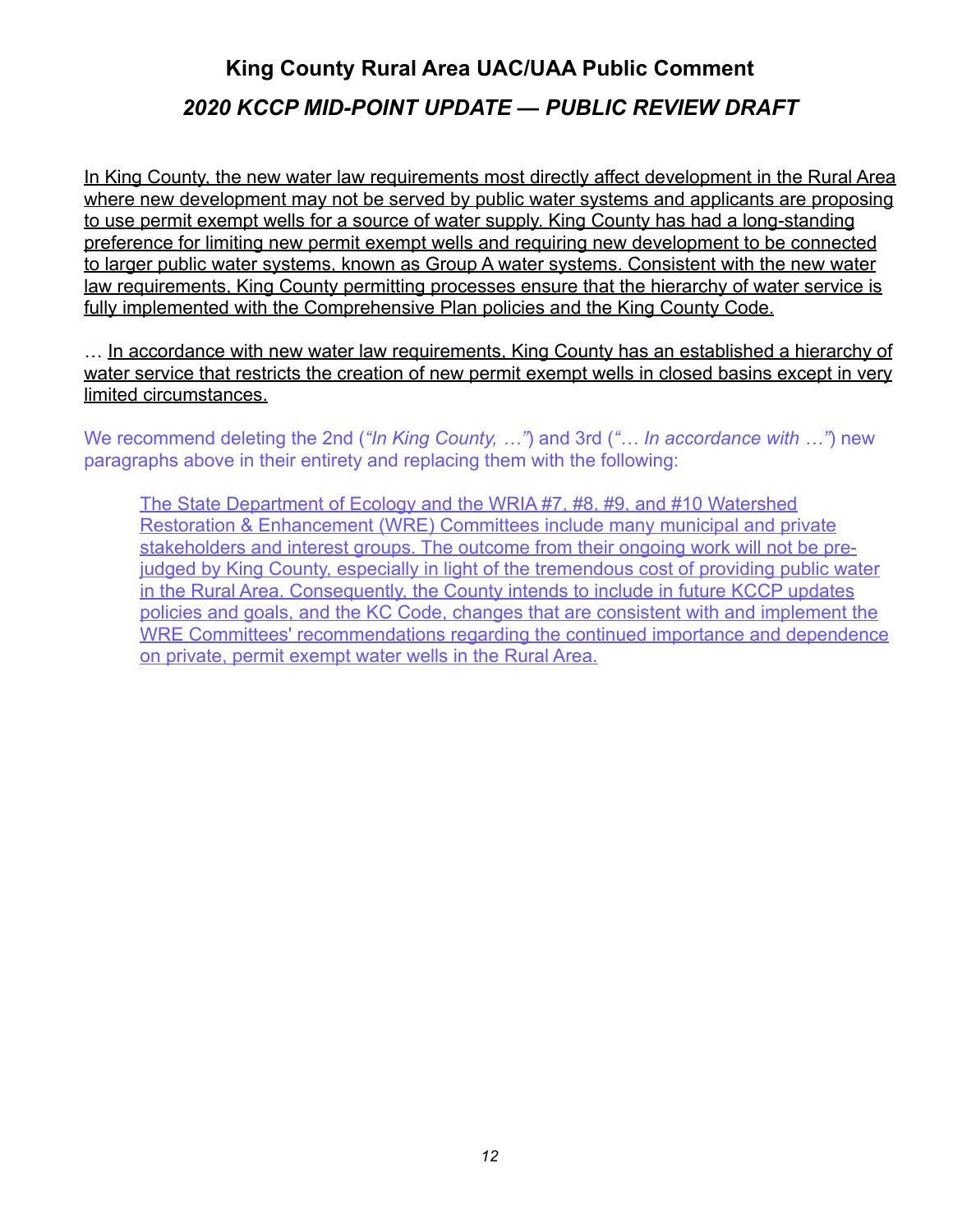## King County Rural Area UAC/UAA Public Comment

### *2020 KCCP MID-POINT UPDATE — PUBLIC REVIEW DRAFT*

<u>In King County, the new water law requirements most directly affect development in the Rural Area where new development may not be served by public water systems and applicants are proposing to use permit exempt wells for a source of water supply. King County has had a long-standing preference for limiting new permit exempt wells and requiring new development to be connected to larger public water systems, known as Group A water systems. Consistent with the new water law requirements, King County permitting processes ensure that the hierarchy of water service is fully implemented with the Comprehensive Plan policies and the King County Code.</u>

… <u>In accordance with new water law requirements, King County has an established a hierarchy of water service that restricts the creation of new permit exempt wells in closed basins except in very limited circumstances.</u>

We recommend deleting the 2nd (*"In King County, …"*) and 3rd (*"… In accordance with …"*) new paragraphs above in their entirety and replacing them with the following:

> <u>The State Department of Ecology and the WRIA #7, #8, #9, and #10 Watershed Restoration & Enhancement (WRE) Committees include many municipal and private stakeholders and interest groups. The outcome from their ongoing work will not be pre-judged by King County, especially in light of the tremendous cost of providing public water in the Rural Area. Consequently, the County intends to include in future KCCP updates policies and goals, and the KC Code, changes that are consistent with and implement the WRE Committees' recommendations regarding the continued importance and dependence on private, permit exempt water wells in the Rural Area.</u>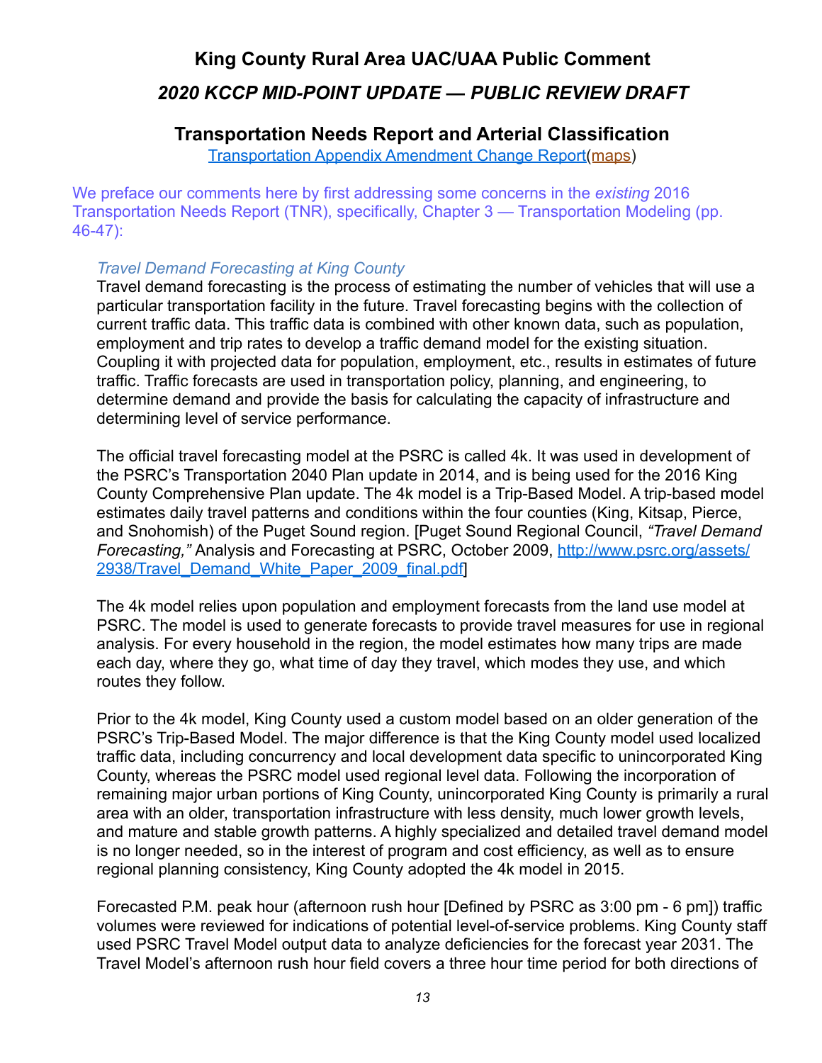# King County Rural Area UAC/UAA Public Comment

## *2020 KCCP MID-POINT UPDATE — PUBLIC REVIEW DRAFT*

### Transportation Needs Report and Arterial Classification

Transportation Appendix Amendment Change Report(maps)

We preface our comments here by first addressing some concerns in the *existing* 2016 Transportation Needs Report (TNR), specifically, Chapter 3 — Transportation Modeling (pp. 46-47):

> *Travel Demand Forecasting at King County*
>
> Travel demand forecasting is the process of estimating the number of vehicles that will use a particular transportation facility in the future. Travel forecasting begins with the collection of current traffic data. This traffic data is combined with other known data, such as population, employment and trip rates to develop a traffic demand model for the existing situation. Coupling it with projected data for population, employment, etc., results in estimates of future traffic. Traffic forecasts are used in transportation policy, planning, and engineering, to determine demand and provide the basis for calculating the capacity of infrastructure and determining level of service performance.
>
> The official travel forecasting model at the PSRC is called 4k. It was used in development of the PSRC's Transportation 2040 Plan update in 2014, and is being used for the 2016 King County Comprehensive Plan update. The 4k model is a Trip-Based Model. A trip-based model estimates daily travel patterns and conditions within the four counties (King, Kitsap, Pierce, and Snohomish) of the Puget Sound region. [Puget Sound Regional Council, *"Travel Demand Forecasting,"* Analysis and Forecasting at PSRC, October 2009, http://www.psrc.org/assets/2938/Travel_Demand_White_Paper_2009_final.pdf]
>
> The 4k model relies upon population and employment forecasts from the land use model at PSRC. The model is used to generate forecasts to provide travel measures for use in regional analysis. For every household in the region, the model estimates how many trips are made each day, where they go, what time of day they travel, which modes they use, and which routes they follow.
>
> Prior to the 4k model, King County used a custom model based on an older generation of the PSRC's Trip-Based Model. The major difference is that the King County model used localized traffic data, including concurrency and local development data specific to unincorporated King County, whereas the PSRC model used regional level data. Following the incorporation of remaining major urban portions of King County, unincorporated King County is primarily a rural area with an older, transportation infrastructure with less density, much lower growth levels, and mature and stable growth patterns. A highly specialized and detailed travel demand model is no longer needed, so in the interest of program and cost efficiency, as well as to ensure regional planning consistency, King County adopted the 4k model in 2015.
>
> Forecasted P.M. peak hour (afternoon rush hour [Defined by PSRC as 3:00 pm - 6 pm]) traffic volumes were reviewed for indications of potential level-of-service problems. King County staff used PSRC Travel Model output data to analyze deficiencies for the forecast year 2031. The Travel Model's afternoon rush hour field covers a three hour time period for both directions of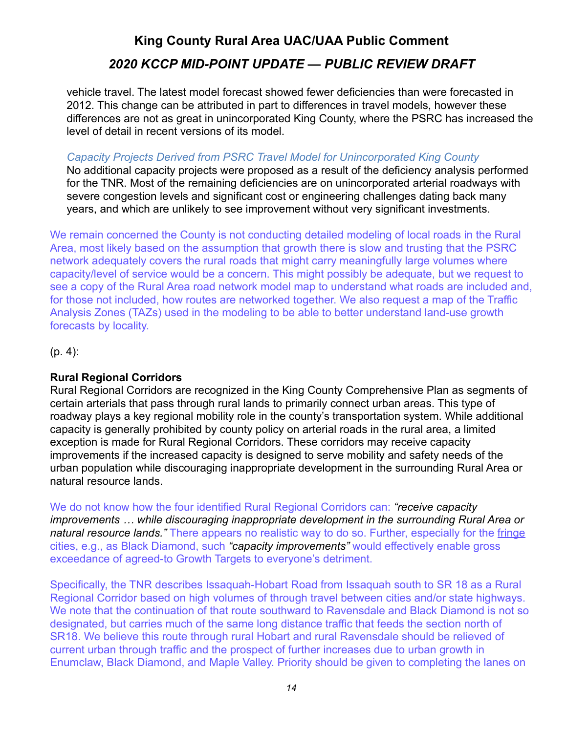vehicle travel. The latest model forecast showed fewer deficiencies than were forecasted in 2012. This change can be attributed in part to differences in travel models, however these differences are not as great in unincorporated King County, where the PSRC has increased the level of detail in recent versions of its model.

*Capacity Projects Derived from PSRC Travel Model for Unincorporated King County*
No additional capacity projects were proposed as a result of the deficiency analysis performed for the TNR. Most of the remaining deficiencies are on unincorporated arterial roadways with severe congestion levels and significant cost or engineering challenges dating back many years, and which are unlikely to see improvement without very significant investments.

We remain concerned the County is not conducting detailed modeling of local roads in the Rural Area, most likely based on the assumption that growth there is slow and trusting that the PSRC network adequately covers the rural roads that might carry meaningfully large volumes where capacity/level of service would be a concern. This might possibly be adequate, but we request to see a copy of the Rural Area road network model map to understand what roads are included and, for those not included, how routes are networked together. We also request a map of the Traffic Analysis Zones (TAZs) used in the modeling to be able to better understand land-use growth forecasts by locality.

(p. 4):

**Rural Regional Corridors**
Rural Regional Corridors are recognized in the King County Comprehensive Plan as segments of certain arterials that pass through rural lands to primarily connect urban areas. This type of roadway plays a key regional mobility role in the county's transportation system. While additional capacity is generally prohibited by county policy on arterial roads in the rural area, a limited exception is made for Rural Regional Corridors. These corridors may receive capacity improvements if the increased capacity is designed to serve mobility and safety needs of the urban population while discouraging inappropriate development in the surrounding Rural Area or natural resource lands.

We do not know how the four identified Rural Regional Corridors can: *"receive capacity improvements … while discouraging inappropriate development in the surrounding Rural Area or natural resource lands."* There appears no realistic way to do so. Further, especially for the fringe cities, e.g., as Black Diamond, such *"capacity improvements"* would effectively enable gross exceedance of agreed-to Growth Targets to everyone's detriment.

Specifically, the TNR describes Issaquah-Hobart Road from Issaquah south to SR 18 as a Rural Regional Corridor based on high volumes of through travel between cities and/or state highways. We note that the continuation of that route southward to Ravensdale and Black Diamond is not so designated, but carries much of the same long distance traffic that feeds the section north of SR18. We believe this route through rural Hobart and rural Ravensdale should be relieved of current urban through traffic and the prospect of further increases due to urban growth in Enumclaw, Black Diamond, and Maple Valley. Priority should be given to completing the lanes on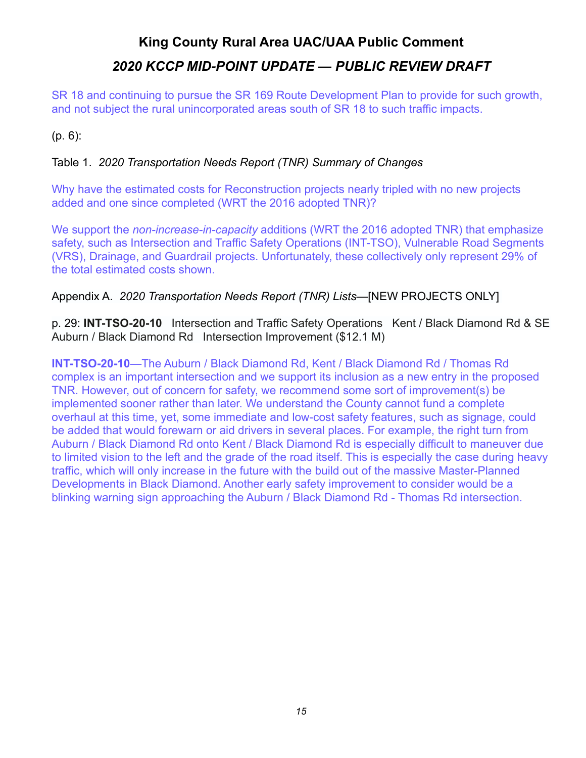SR 18 and continuing to pursue the SR 169 Route Development Plan to provide for such growth, and not subject the rural unincorporated areas south of SR 18 to such traffic impacts.

(p. 6):

Table 1. *2020 Transportation Needs Report (TNR) Summary of Changes*

Why have the estimated costs for Reconstruction projects nearly tripled with no new projects added and one since completed (WRT the 2016 adopted TNR)?

We support the *non-increase-in-capacity* additions (WRT the 2016 adopted TNR) that emphasize safety, such as Intersection and Traffic Safety Operations (INT-TSO), Vulnerable Road Segments (VRS), Drainage, and Guardrail projects. Unfortunately, these collectively only represent 29% of the total estimated costs shown.

Appendix A. *2020 Transportation Needs Report (TNR) Lists*—[NEW PROJECTS ONLY]

p. 29: **INT-TSO-20-10** Intersection and Traffic Safety Operations Kent / Black Diamond Rd & SE Auburn / Black Diamond Rd Intersection Improvement ($12.1 M)

**INT-TSO-20-10**—The Auburn / Black Diamond Rd, Kent / Black Diamond Rd / Thomas Rd complex is an important intersection and we support its inclusion as a new entry in the proposed TNR. However, out of concern for safety, we recommend some sort of improvement(s) be implemented sooner rather than later. We understand the County cannot fund a complete overhaul at this time, yet, some immediate and low-cost safety features, such as signage, could be added that would forewarn or aid drivers in several places. For example, the right turn from Auburn / Black Diamond Rd onto Kent / Black Diamond Rd is especially difficult to maneuver due to limited vision to the left and the grade of the road itself. This is especially the case during heavy traffic, which will only increase in the future with the build out of the massive Master-Planned Developments in Black Diamond. Another early safety improvement to consider would be a blinking warning sign approaching the Auburn / Black Diamond Rd - Thomas Rd intersection.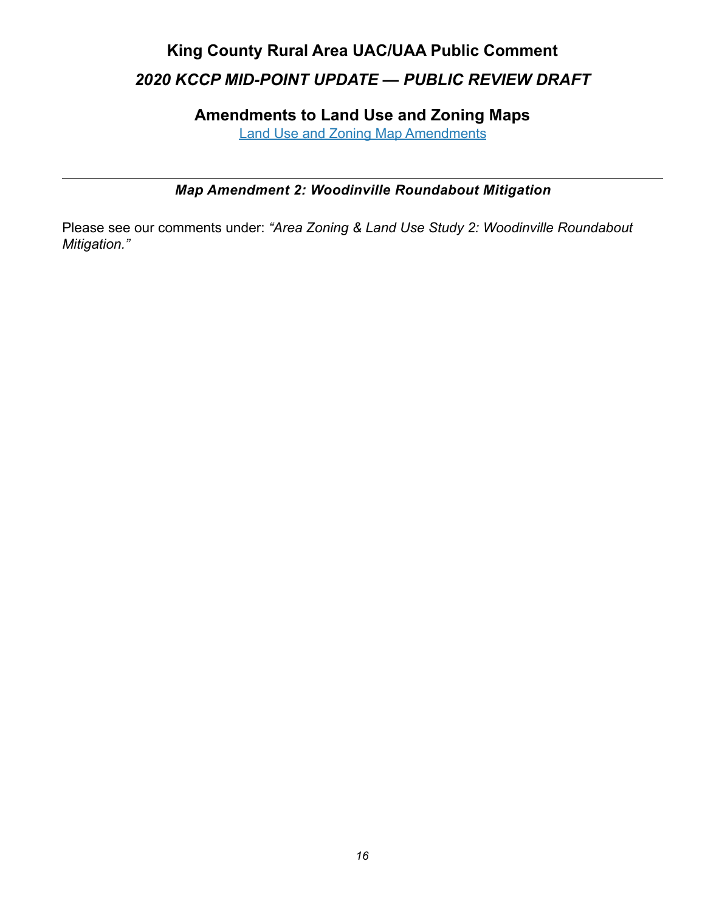# King County Rural Area UAC/UAA Public Comment

## *2020 KCCP MID-POINT UPDATE — PUBLIC REVIEW DRAFT*

## Amendments to Land Use and Zoning Maps

Land Use and Zoning Map Amendments

---

### *Map Amendment 2: Woodinville Roundabout Mitigation*

Please see our comments under: *"Area Zoning & Land Use Study 2: Woodinville Roundabout Mitigation."*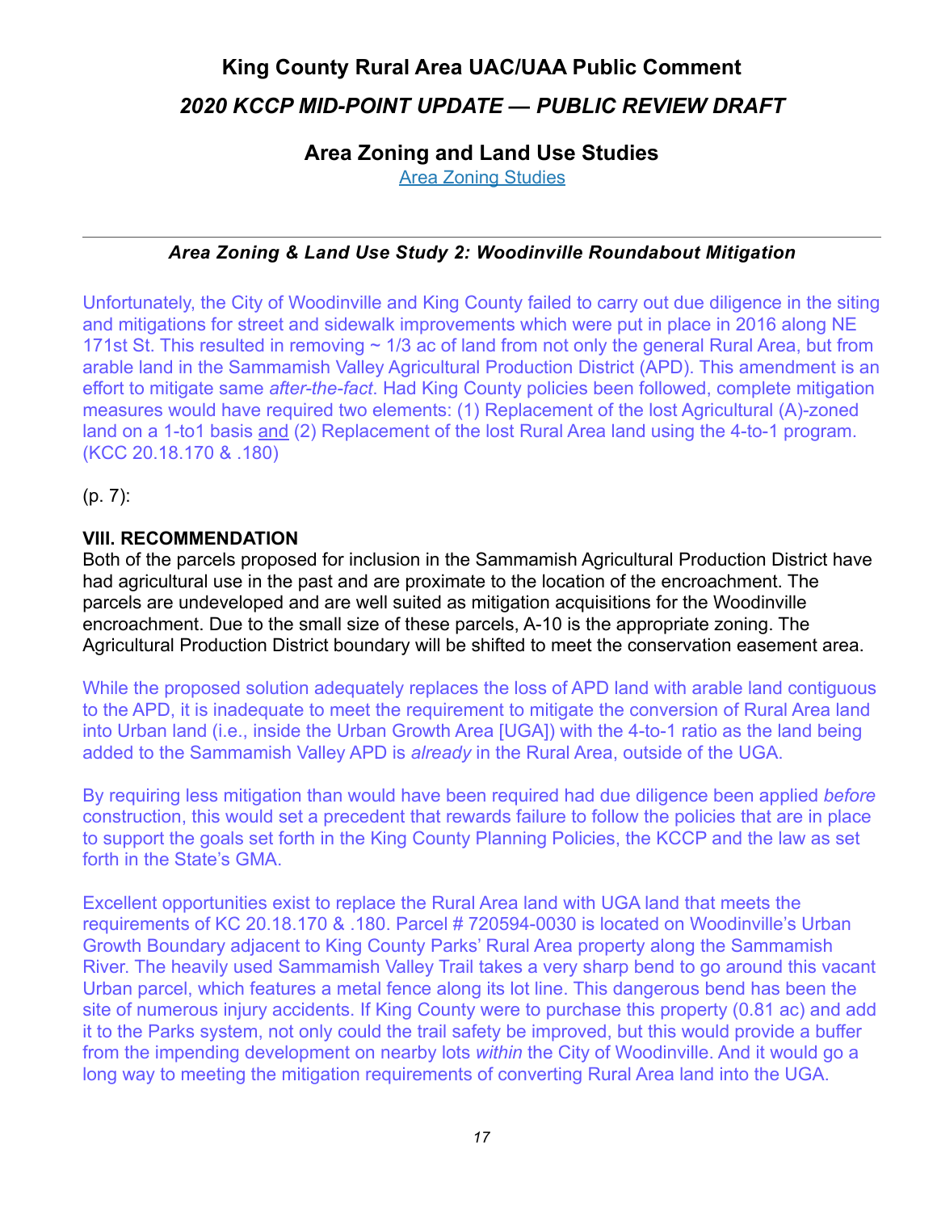# King County Rural Area UAC/UAA Public Comment

## *2020 KCCP MID-POINT UPDATE — PUBLIC REVIEW DRAFT*

### Area Zoning and Land Use Studies

[Area Zoning Studies]

---

#### *Area Zoning & Land Use Study 2: Woodinville Roundabout Mitigation*

Unfortunately, the City of Woodinville and King County failed to carry out due diligence in the siting and mitigations for street and sidewalk improvements which were put in place in 2016 along NE 171st St. This resulted in removing ~ 1/3 ac of land from not only the general Rural Area, but from arable land in the Sammamish Valley Agricultural Production District (APD). This amendment is an effort to mitigate same *after-the-fact*. Had King County policies been followed, complete mitigation measures would have required two elements: (1) Replacement of the lost Agricultural (A)-zoned land on a 1-to1 basis and (2) Replacement of the lost Rural Area land using the 4-to-1 program. (KCC 20.18.170 & .180)

(p. 7):

**VIII. RECOMMENDATION**
Both of the parcels proposed for inclusion in the Sammamish Agricultural Production District have had agricultural use in the past and are proximate to the location of the encroachment. The parcels are undeveloped and are well suited as mitigation acquisitions for the Woodinville encroachment. Due to the small size of these parcels, A-10 is the appropriate zoning. The Agricultural Production District boundary will be shifted to meet the conservation easement area.

While the proposed solution adequately replaces the loss of APD land with arable land contiguous to the APD, it is inadequate to meet the requirement to mitigate the conversion of Rural Area land into Urban land (i.e., inside the Urban Growth Area [UGA]) with the 4-to-1 ratio as the land being added to the Sammamish Valley APD is *already* in the Rural Area, outside of the UGA.

By requiring less mitigation than would have been required had due diligence been applied *before* construction, this would set a precedent that rewards failure to follow the policies that are in place to support the goals set forth in the King County Planning Policies, the KCCP and the law as set forth in the State's GMA.

Excellent opportunities exist to replace the Rural Area land with UGA land that meets the requirements of KC 20.18.170 & .180. Parcel # 720594-0030 is located on Woodinville's Urban Growth Boundary adjacent to King County Parks' Rural Area property along the Sammamish River. The heavily used Sammamish Valley Trail takes a very sharp bend to go around this vacant Urban parcel, which features a metal fence along its lot line. This dangerous bend has been the site of numerous injury accidents. If King County were to purchase this property (0.81 ac) and add it to the Parks system, not only could the trail safety be improved, but this would provide a buffer from the impending development on nearby lots *within* the City of Woodinville. And it would go a long way to meeting the mitigation requirements of converting Rural Area land into the UGA.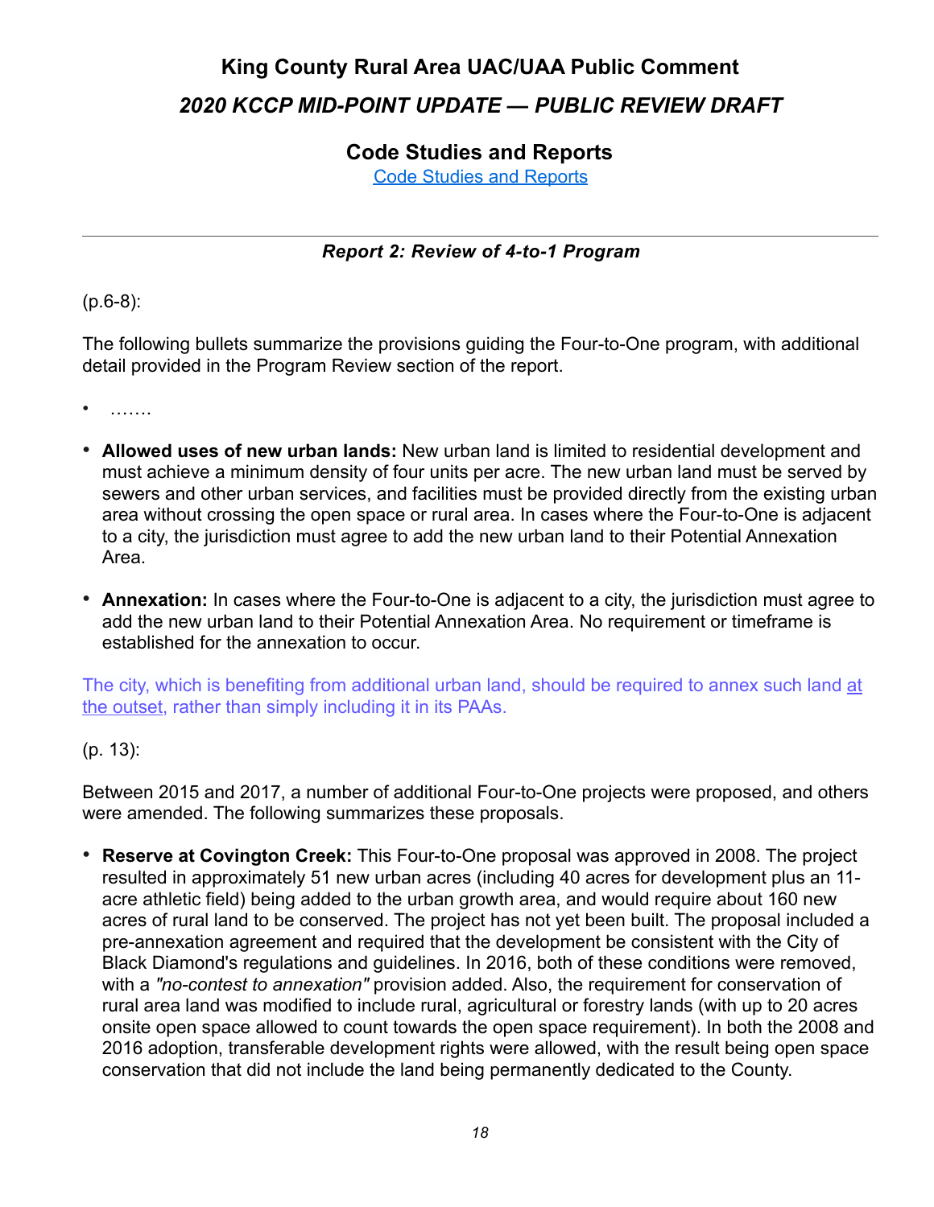# King County Rural Area UAC/UAA Public Comment

## *2020 KCCP MID-POINT UPDATE — PUBLIC REVIEW DRAFT*

### Code Studies and Reports

[Code Studies and Reports]

---

***Report 2: Review of 4-to-1 Program***

(p.6-8):

The following bullets summarize the provisions guiding the Four-to-One program, with additional detail provided in the Program Review section of the report.

- …….

- **Allowed uses of new urban lands:** New urban land is limited to residential development and must achieve a minimum density of four units per acre. The new urban land must be served by sewers and other urban services, and facilities must be provided directly from the existing urban area without crossing the open space or rural area. In cases where the Four-to-One is adjacent to a city, the jurisdiction must agree to add the new urban land to their Potential Annexation Area.

- **Annexation:** In cases where the Four-to-One is adjacent to a city, the jurisdiction must agree to add the new urban land to their Potential Annexation Area. No requirement or timeframe is established for the annexation to occur.

The city, which is benefiting from additional urban land, should be required to annex such land <u>at the outset,</u> rather than simply including it in its PAAs.

(p. 13):

Between 2015 and 2017, a number of additional Four-to-One projects were proposed, and others were amended. The following summarizes these proposals.

- **Reserve at Covington Creek:** This Four-to-One proposal was approved in 2008. The project resulted in approximately 51 new urban acres (including 40 acres for development plus an 11-acre athletic field) being added to the urban growth area, and would require about 160 new acres of rural land to be conserved. The project has not yet been built. The proposal included a pre-annexation agreement and required that the development be consistent with the City of Black Diamond's regulations and guidelines. In 2016, both of these conditions were removed, with a *"no-contest to annexation"* provision added. Also, the requirement for conservation of rural area land was modified to include rural, agricultural or forestry lands (with up to 20 acres onsite open space allowed to count towards the open space requirement). In both the 2008 and 2016 adoption, transferable development rights were allowed, with the result being open space conservation that did not include the land being permanently dedicated to the County.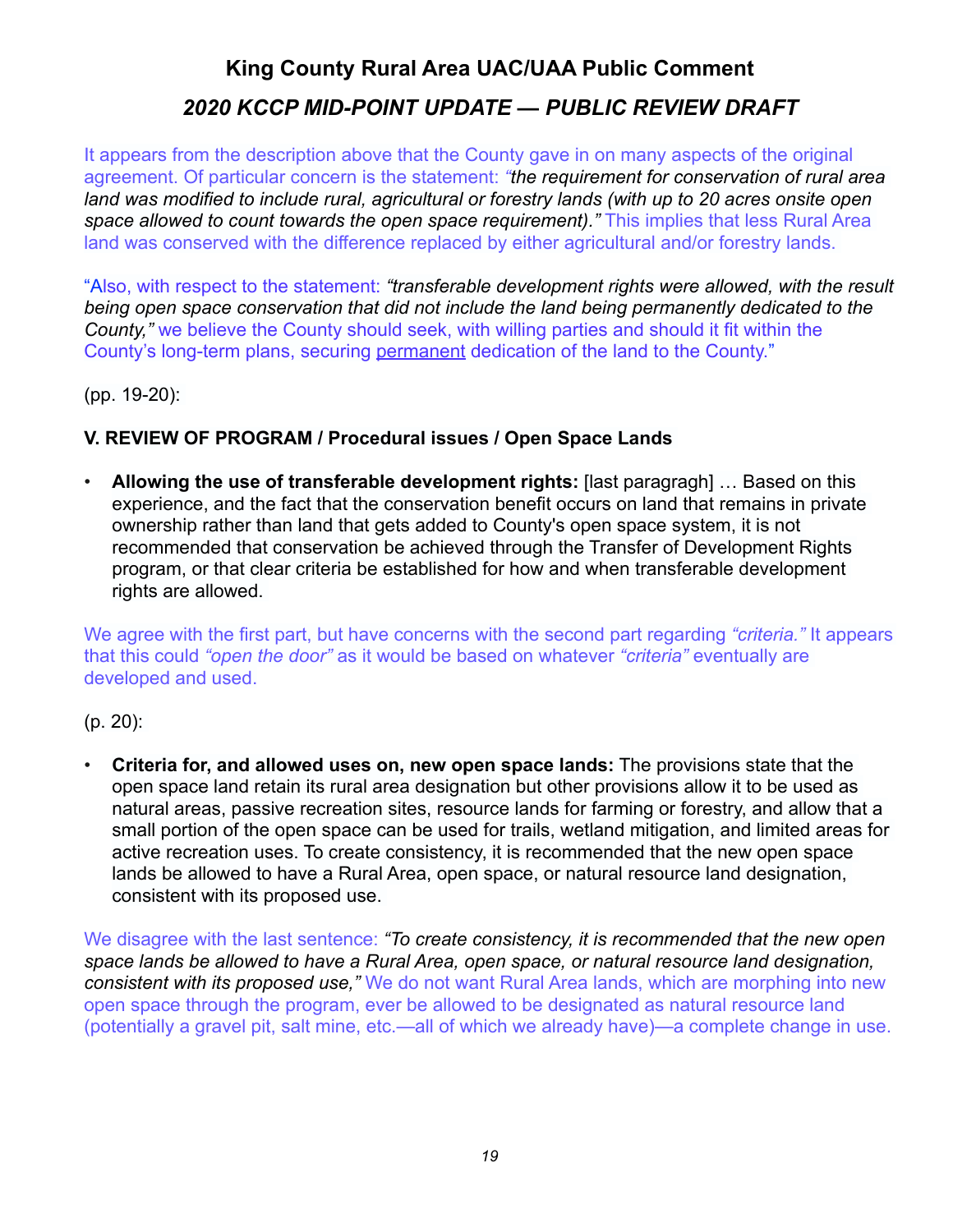# King County Rural Area UAC/UAA Public Comment

## *2020 KCCP MID-POINT UPDATE — PUBLIC REVIEW DRAFT*

It appears from the description above that the County gave in on many aspects of the original agreement. Of particular concern is the statement: *"the requirement for conservation of rural area land was modified to include rural, agricultural or forestry lands (with up to 20 acres onsite open space allowed to count towards the open space requirement)."* This implies that less Rural Area land was conserved with the difference replaced by either agricultural and/or forestry lands.

"Also, with respect to the statement: *"transferable development rights were allowed, with the result being open space conservation that did not include the land being permanently dedicated to the County,"* we believe the County should seek, with willing parties and should it fit within the County's long-term plans, securing <u>permanent</u> dedication of the land to the County."

(pp. 19-20):

**V. REVIEW OF PROGRAM / Procedural issues / Open Space Lands**

- **Allowing the use of transferable development rights:** [last paragragh] … Based on this experience, and the fact that the conservation benefit occurs on land that remains in private ownership rather than land that gets added to County's open space system, it is not recommended that conservation be achieved through the Transfer of Development Rights program, or that clear criteria be established for how and when transferable development rights are allowed.

We agree with the first part, but have concerns with the second part regarding *"criteria."* It appears that this could *"open the door"* as it would be based on whatever *"criteria"* eventually are developed and used.

(p. 20):

- **Criteria for, and allowed uses on, new open space lands:** The provisions state that the open space land retain its rural area designation but other provisions allow it to be used as natural areas, passive recreation sites, resource lands for farming or forestry, and allow that a small portion of the open space can be used for trails, wetland mitigation, and limited areas for active recreation uses. To create consistency, it is recommended that the new open space lands be allowed to have a Rural Area, open space, or natural resource land designation, consistent with its proposed use.

We disagree with the last sentence: *"To create consistency, it is recommended that the new open space lands be allowed to have a Rural Area, open space, or natural resource land designation, consistent with its proposed use,"* We do not want Rural Area lands, which are morphing into new open space through the program, ever be allowed to be designated as natural resource land (potentially a gravel pit, salt mine, etc.—all of which we already have)—a complete change in use.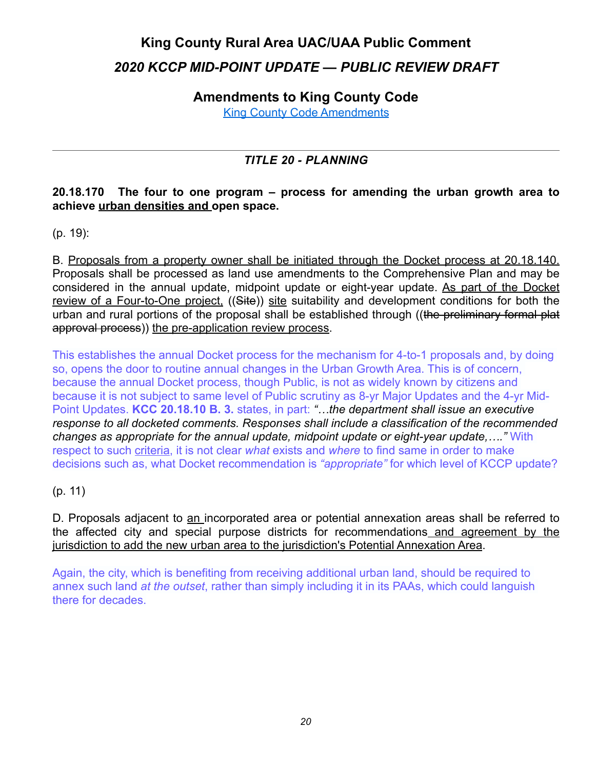# King County Rural Area UAC/UAA Public Comment

## *2020 KCCP MID-POINT UPDATE — PUBLIC REVIEW DRAFT*

### Amendments to King County Code

[King County Code Amendments]

---

### *TITLE 20 - PLANNING*

**20.18.170 The four to one program – process for amending the urban growth area to achieve <u>urban densities and</u> open space.**

(p. 19):

B. <u>Proposals from a property owner shall be initiated through the Docket process at 20.18.140.</u> Proposals shall be processed as land use amendments to the Comprehensive Plan and may be considered in the annual update, midpoint update or eight-year update. <u>As part of the Docket review of a Four-to-One project,</u> ((~~Site~~)) <u>site</u> suitability and development conditions for both the urban and rural portions of the proposal shall be established through ((~~the preliminary formal plat approval process~~)) <u>the pre-application review process</u>.

This establishes the annual Docket process for the mechanism for 4-to-1 proposals and, by doing so, opens the door to routine annual changes in the Urban Growth Area. This is of concern, because the annual Docket process, though Public, is not as widely known by citizens and because it is not subject to same level of Public scrutiny as 8-yr Major Updates and the 4-yr Mid-Point Updates. **KCC 20.18.10 B. 3.** states, in part: *"…the department shall issue an executive response to all docketed comments. Responses shall include a classification of the recommended changes as appropriate for the annual update, midpoint update or eight-year update,…."* With respect to such <u>criteria</u>, it is not clear *what* exists and *where* to find same in order to make decisions such as, what Docket recommendation is *"appropriate"* for which level of KCCP update?

(p. 11)

D. Proposals adjacent to <u>an</u> incorporated area or potential annexation areas shall be referred to the affected city and special purpose districts for recommendations<u> and agreement by the jurisdiction to add the new urban area to the jurisdiction's Potential Annexation Area</u>.

Again, the city, which is benefiting from receiving additional urban land, should be required to annex such land *at the outset*, rather than simply including it in its PAAs, which could languish there for decades.